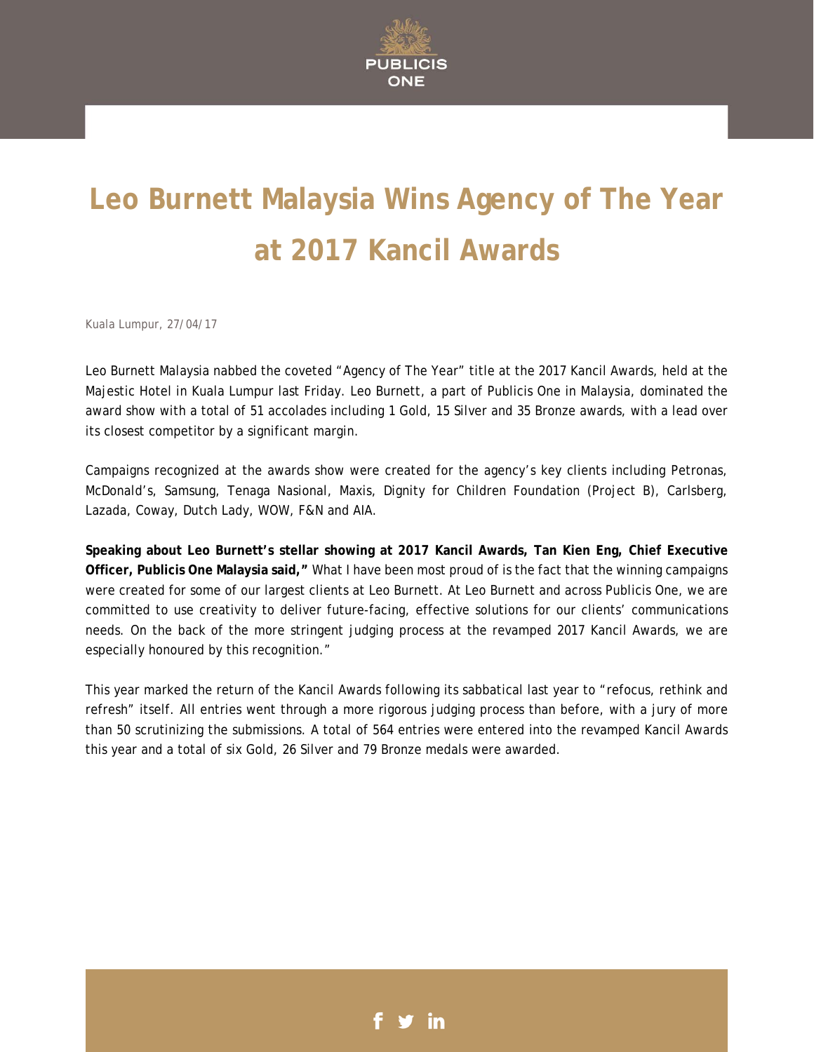# Leo Burnett Malaysia Wins Agency of The Year at 2017 Kancil Awards

Kuala Lumpur, 27/04/17

Leo Burnett Malaysia nabbed the coveted “Agency of The Year” title at the 2017 Kancil Awards, held at the Majestic Hotel in Kuala Lumpur last Friday. Leo Burnett, a part of Publicis One in Malaysia, dominated the award show with a total of 51 accolades including 1 Gold, 15 Silver and 35 Bronze awards, with a lead over its closest competitor by a significant margin.

Campaigns recognized at the awards show were created for the agency’s key clients including Petronas, McDonald’s, Samsung, Tenaga Nasional, Maxis, Dignity for Children Foundation (Project B), Carlsberg, Lazada, Coway, Dutch Lady, WOW, F&N and AIA.

**Speaking about Leo Burnett’s stellar showing at 2017 Kancil Awards, Tan Kien Eng, Chief Executive Officer, Publicis One Malaysia said,”** What I have been most proud of is the fact that the winning campaigns were created for some of our largest clients at Leo Burnett. At Leo Burnett and across Publicis One, we are committed to use creativity to deliver future-facing, effective solutions for our clients’ communications needs. On the back of the more stringent judging process at the revamped 2017 Kancil Awards, we are especially honoured by this recognition.”

This year marked the return of the Kancil Awards following its sabbatical last year to “refocus, rethink and refresh” itself. All entries went through a more rigorous judging process than before, with a jury of more than 50 scrutinizing the submissions. A total of 564 entries were entered into the revamped Kancil Awards this year and a total of six Gold, 26 Silver and 79 Bronze medals were awarded.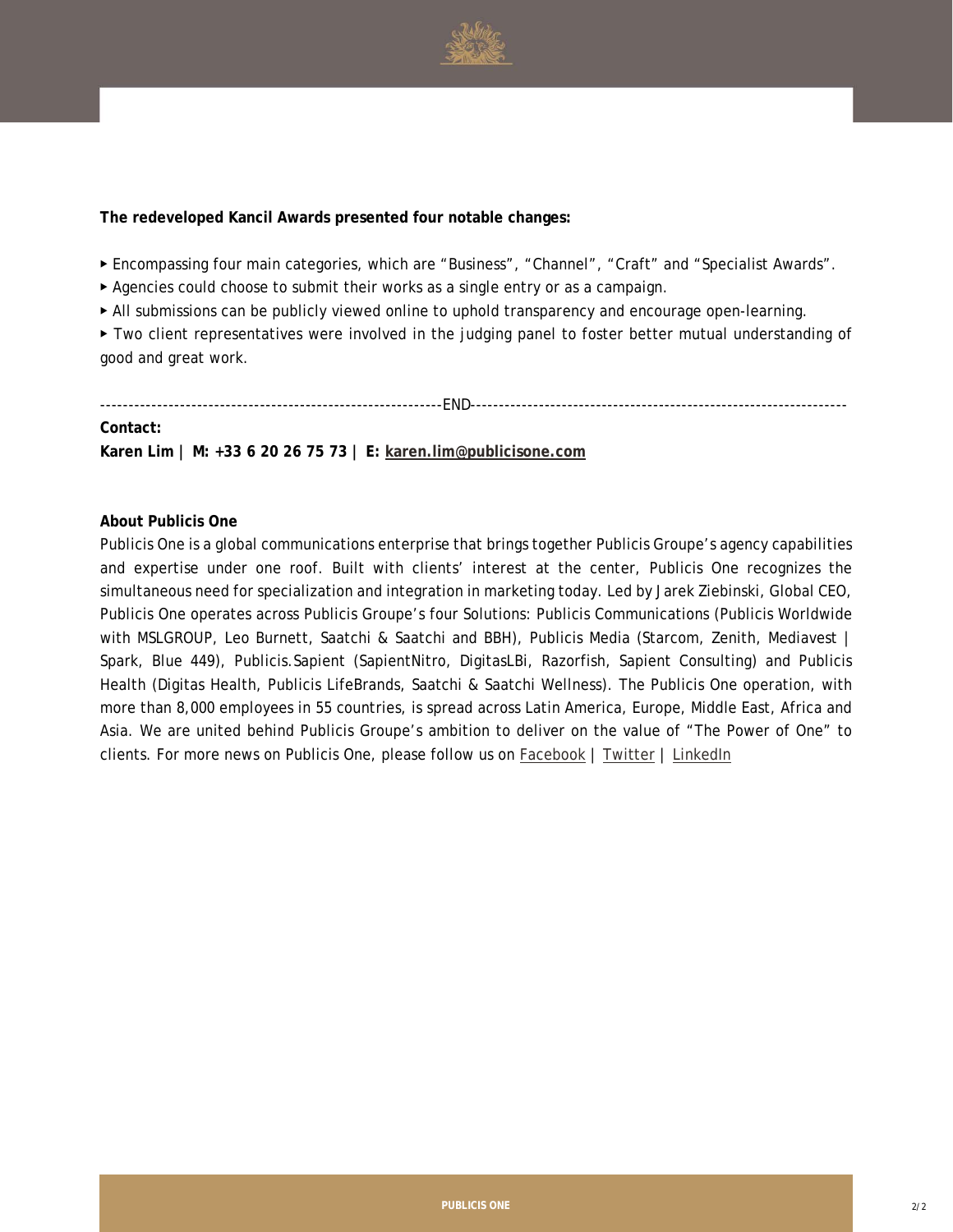**The redeveloped Kancil Awards presented four notable changes:**

- Encompassing four main categories, which are “Business”, “Channel”, “Craft” and “Specialist Awards”.
- Agencies could choose to submit their works as a single entry or as a campaign.
- All submissions can be publicly viewed online to uphold transparency and encourage open-learning.
- Two client representatives were involved in the judging panel to foster better mutual understanding of good and great work.

-----------------------------------------------------------END-----------------------------------------------------------------

**Contact:**
**Karen Lim | M: +33 6 20 26 75 73 | E: karen.lim@publicisone.com**

**About Publicis One**

Publicis One is a global communications enterprise that brings together Publicis Groupe’s agency capabilities and expertise under one roof. Built with clients’ interest at the center, Publicis One recognizes the simultaneous need for specialization and integration in marketing today. Led by Jarek Ziebinski, Global CEO, Publicis One operates across Publicis Groupe’s four Solutions: Publicis Communications (Publicis Worldwide with MSLGROUP, Leo Burnett, Saatchi & Saatchi and BBH), Publicis Media (Starcom, Zenith, Mediavest | Spark, Blue 449), Publicis.Sapient (SapientNitro, DigitasLBi, Razorfish, Sapient Consulting) and Publicis Health (Digitas Health, Publicis LifeBrands, Saatchi & Saatchi Wellness). The Publicis One operation, with more than 8,000 employees in 55 countries, is spread across Latin America, Europe, Middle East, Africa and Asia. We are united behind Publicis Groupe’s ambition to deliver on the value of “The Power of One” to clients. For more news on Publicis One, please follow us on Facebook | Twitter | LinkedIn